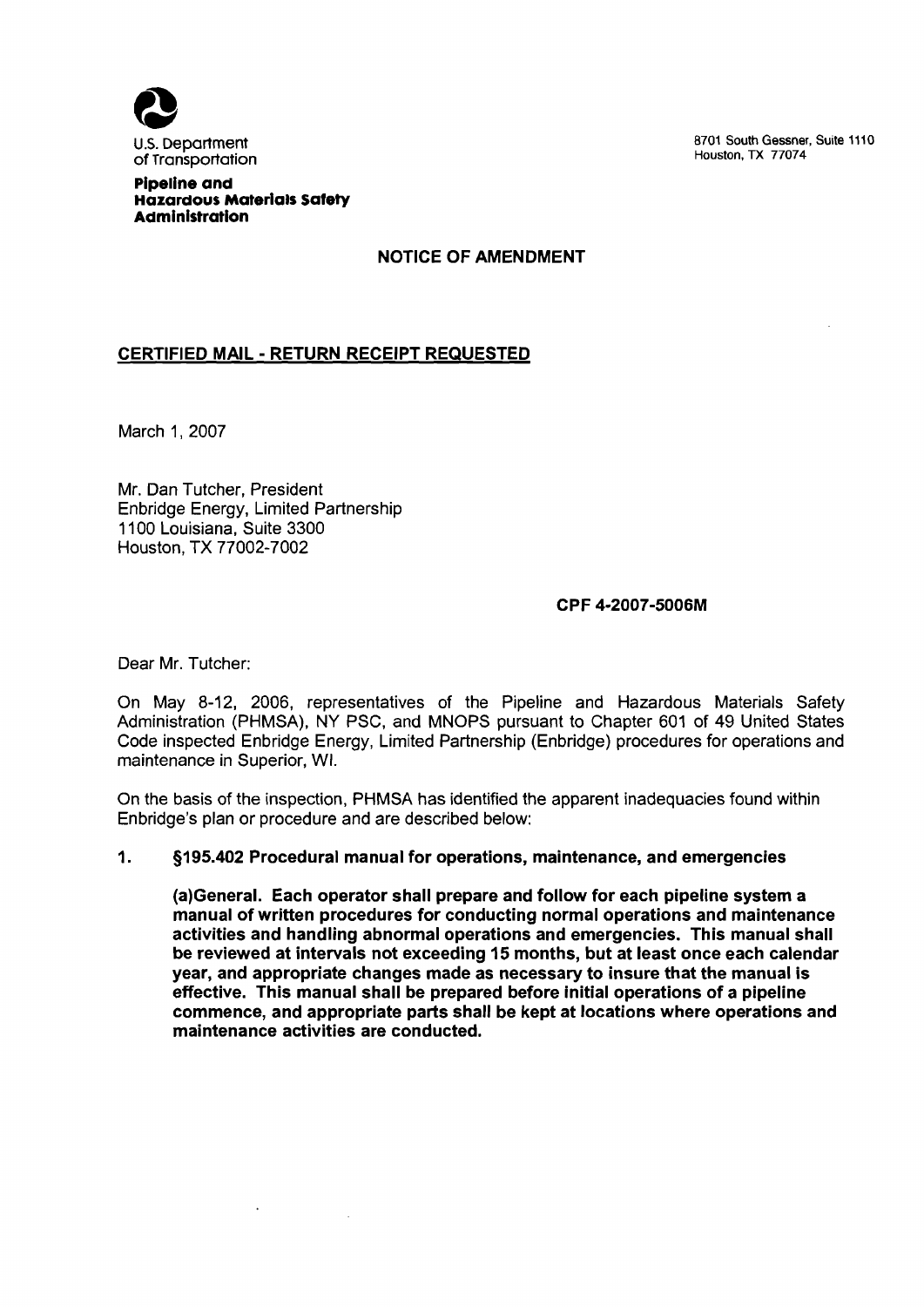U.S. Department of Transportation

**Pipeline and Hazardous Materials Safety Administration**

8701 South Gessner, Suite 1110
Houston, TX 77074

## NOTICE OF AMENDMENT

**CERTIFIED MAIL - RETURN RECEIPT REQUESTED**

March 1, 2007

Mr. Dan Tutcher, President
Enbridge Energy, Limited Partnership
1100 Louisiana, Suite 3300
Houston, TX 77002-7002

**CPF 4-2007-5006M**

Dear Mr. Tutcher:

On May 8-12, 2006, representatives of the Pipeline and Hazardous Materials Safety Administration (PHMSA), NY PSC, and MNOPS pursuant to Chapter 601 of 49 United States Code inspected Enbridge Energy, Limited Partnership (Enbridge) procedures for operations and maintenance in Superior, WI.

On the basis of the inspection, PHMSA has identified the apparent inadequacies found within Enbridge's plan or procedure and are described below:

1. **§195.402 Procedural manual for operations, maintenance, and emergencies**

   **(a)General. Each operator shall prepare and follow for each pipeline system a manual of written procedures for conducting normal operations and maintenance activities and handling abnormal operations and emergencies. This manual shall be reviewed at intervals not exceeding 15 months, but at least once each calendar year, and appropriate changes made as necessary to insure that the manual is effective. This manual shall be prepared before initial operations of a pipeline commence, and appropriate parts shall be kept at locations where operations and maintenance activities are conducted.**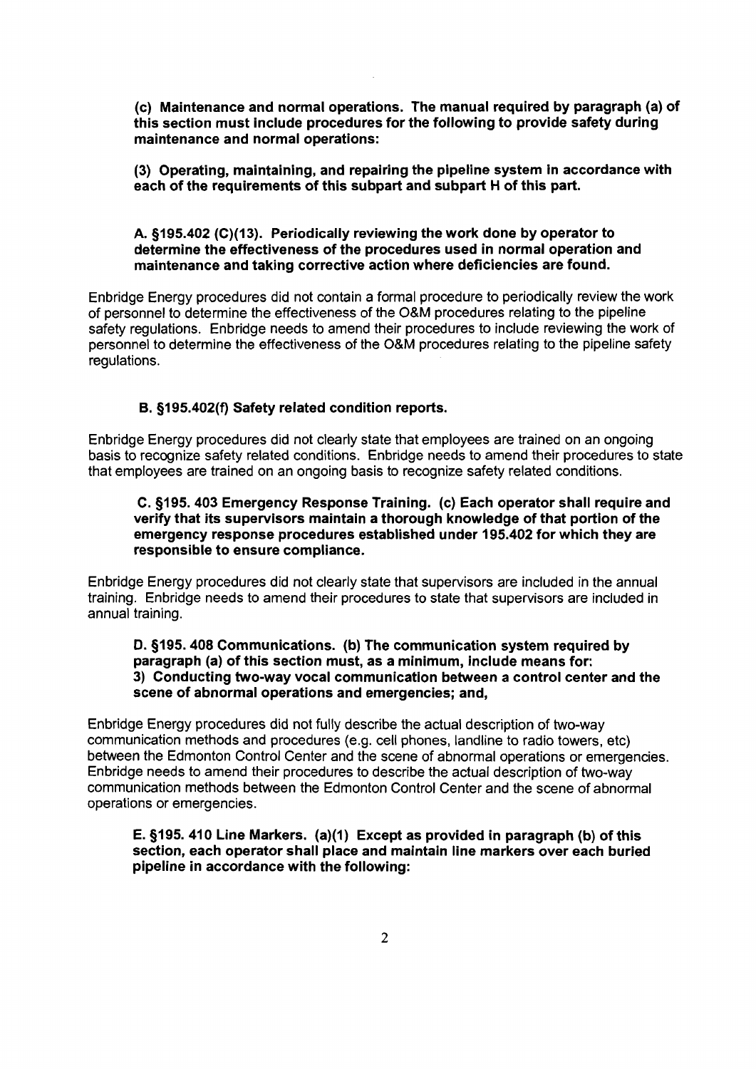**(c) Maintenance and normal operations. The manual required by paragraph (a) of this section must include procedures for the following to provide safety during maintenance and normal operations:**

**(3) Operating, maintaining, and repairing the pipeline system in accordance with each of the requirements of this subpart and subpart H of this part.**

**A. §195.402 (C)(13). Periodically reviewing the work done by operator to determine the effectiveness of the procedures used in normal operation and maintenance and taking corrective action where deficiencies are found.**

Enbridge Energy procedures did not contain a formal procedure to periodically review the work of personnel to determine the effectiveness of the O&M procedures relating to the pipeline safety regulations. Enbridge needs to amend their procedures to include reviewing the work of personnel to determine the effectiveness of the O&M procedures relating to the pipeline safety regulations.

**B. §195.402(f) Safety related condition reports.**

Enbridge Energy procedures did not clearly state that employees are trained on an ongoing basis to recognize safety related conditions. Enbridge needs to amend their procedures to state that employees are trained on an ongoing basis to recognize safety related conditions.

**C. §195. 403 Emergency Response Training. (c) Each operator shall require and verify that its supervisors maintain a thorough knowledge of that portion of the emergency response procedures established under 195.402 for which they are responsible to ensure compliance.**

Enbridge Energy procedures did not clearly state that supervisors are included in the annual training. Enbridge needs to amend their procedures to state that supervisors are included in annual training.

**D. §195. 408 Communications. (b) The communication system required by paragraph (a) of this section must, as a minimum, include means for:**
**3) Conducting two-way vocal communication between a control center and the scene of abnormal operations and emergencies; and,**

Enbridge Energy procedures did not fully describe the actual description of two-way communication methods and procedures (e.g. cell phones, landline to radio towers, etc) between the Edmonton Control Center and the scene of abnormal operations or emergencies. Enbridge needs to amend their procedures to describe the actual description of two-way communication methods between the Edmonton Control Center and the scene of abnormal operations or emergencies.

**E. §195. 410 Line Markers. (a)(1) Except as provided in paragraph (b) of this section, each operator shall place and maintain line markers over each buried pipeline in accordance with the following:**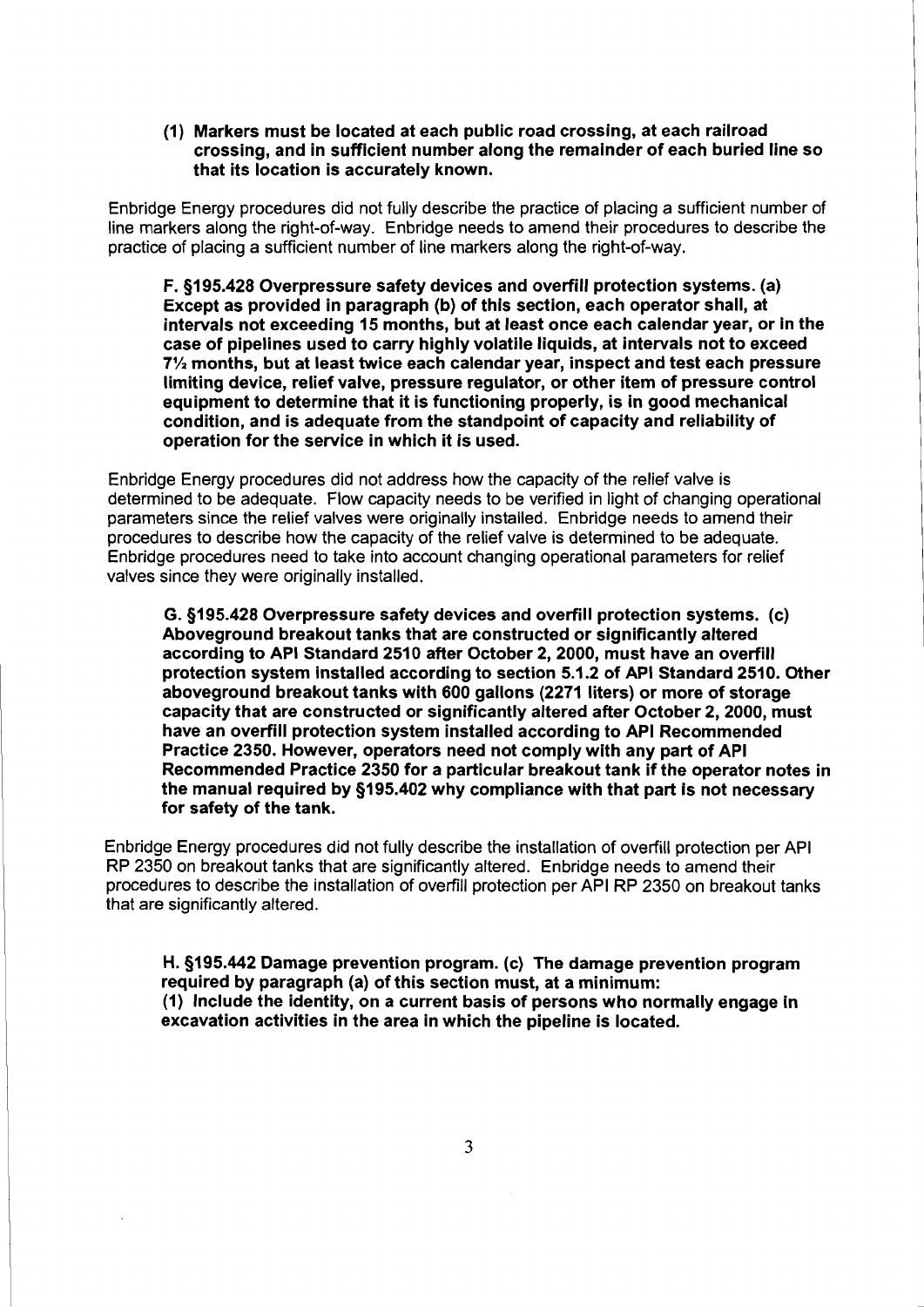**(1) Markers must be located at each public road crossing, at each railroad crossing, and in sufficient number along the remainder of each buried line so that its location is accurately known.**

Enbridge Energy procedures did not fully describe the practice of placing a sufficient number of line markers along the right-of-way. Enbridge needs to amend their procedures to describe the practice of placing a sufficient number of line markers along the right-of-way.

**F. §195.428 Overpressure safety devices and overfill protection systems. (a) Except as provided in paragraph (b) of this section, each operator shall, at intervals not exceeding 15 months, but at least once each calendar year, or in the case of pipelines used to carry highly volatile liquids, at intervals not to exceed 7½ months, but at least twice each calendar year, inspect and test each pressure limiting device, relief valve, pressure regulator, or other item of pressure control equipment to determine that it is functioning properly, is in good mechanical condition, and is adequate from the standpoint of capacity and reliability of operation for the service in which it is used.**

Enbridge Energy procedures did not address how the capacity of the relief valve is determined to be adequate. Flow capacity needs to be verified in light of changing operational parameters since the relief valves were originally installed. Enbridge needs to amend their procedures to describe how the capacity of the relief valve is determined to be adequate. Enbridge procedures need to take into account changing operational parameters for relief valves since they were originally installed.

**G. §195.428 Overpressure safety devices and overfill protection systems. (c) Aboveground breakout tanks that are constructed or significantly altered according to API Standard 2510 after October 2, 2000, must have an overfill protection system installed according to section 5.1.2 of API Standard 2510. Other aboveground breakout tanks with 600 gallons (2271 liters) or more of storage capacity that are constructed or significantly altered after October 2, 2000, must have an overfill protection system installed according to API Recommended Practice 2350. However, operators need not comply with any part of API Recommended Practice 2350 for a particular breakout tank if the operator notes in the manual required by §195.402 why compliance with that part is not necessary for safety of the tank.**

Enbridge Energy procedures did not fully describe the installation of overfill protection per API RP 2350 on breakout tanks that are significantly altered. Enbridge needs to amend their procedures to describe the installation of overfill protection per API RP 2350 on breakout tanks that are significantly altered.

**H. §195.442 Damage prevention program. (c) The damage prevention program required by paragraph (a) of this section must, at a minimum:**
**(1) Include the identity, on a current basis of persons who normally engage in excavation activities in the area in which the pipeline is located.**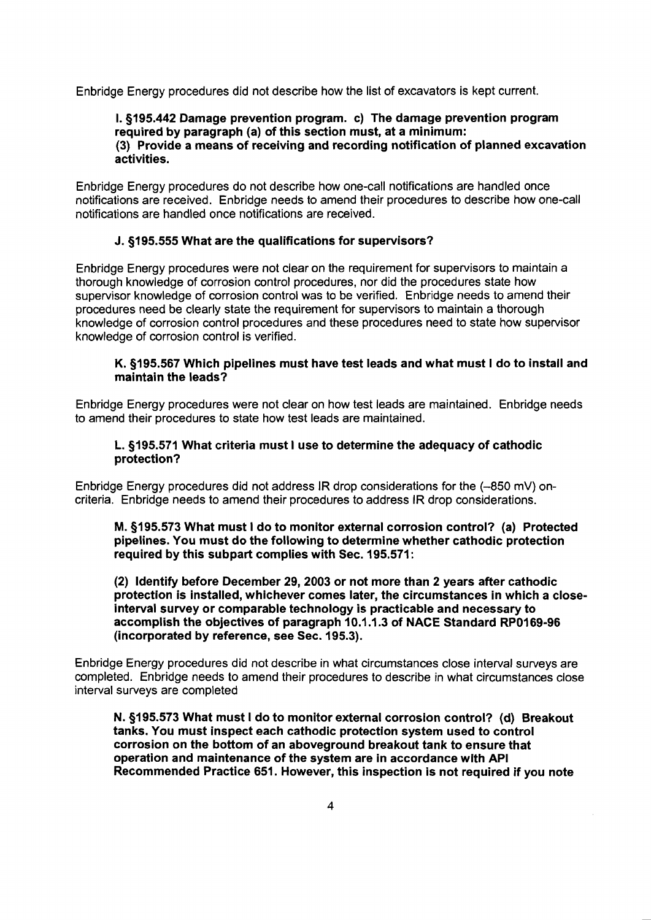Enbridge Energy procedures did not describe how the list of excavators is kept current.

**I. §195.442 Damage prevention program. c) The damage prevention program required by paragraph (a) of this section must, at a minimum:**
**(3) Provide a means of receiving and recording notification of planned excavation activities.**

Enbridge Energy procedures do not describe how one-call notifications are handled once notifications are received. Enbridge needs to amend their procedures to describe how one-call notifications are handled once notifications are received.

**J. §195.555 What are the qualifications for supervisors?**

Enbridge Energy procedures were not clear on the requirement for supervisors to maintain a thorough knowledge of corrosion control procedures, nor did the procedures state how supervisor knowledge of corrosion control was to be verified. Enbridge needs to amend their procedures need be clearly state the requirement for supervisors to maintain a thorough knowledge of corrosion control procedures and these procedures need to state how supervisor knowledge of corrosion control is verified.

**K. §195.567 Which pipelines must have test leads and what must I do to install and maintain the leads?**

Enbridge Energy procedures were not clear on how test leads are maintained. Enbridge needs to amend their procedures to state how test leads are maintained.

**L. §195.571 What criteria must I use to determine the adequacy of cathodic protection?**

Enbridge Energy procedures did not address IR drop considerations for the (–850 mV) on-criteria. Enbridge needs to amend their procedures to address IR drop considerations.

**M. §195.573 What must I do to monitor external corrosion control? (a) Protected pipelines. You must do the following to determine whether cathodic protection required by this subpart complies with Sec. 195.571:**

**(2) Identify before December 29, 2003 or not more than 2 years after cathodic protection is installed, whichever comes later, the circumstances in which a close-interval survey or comparable technology is practicable and necessary to accomplish the objectives of paragraph 10.1.1.3 of NACE Standard RP0169-96 (incorporated by reference, see Sec. 195.3).**

Enbridge Energy procedures did not describe in what circumstances close interval surveys are completed. Enbridge needs to amend their procedures to describe in what circumstances close interval surveys are completed

**N. §195.573 What must I do to monitor external corrosion control? (d) Breakout tanks. You must inspect each cathodic protection system used to control corrosion on the bottom of an aboveground breakout tank to ensure that operation and maintenance of the system are in accordance with API Recommended Practice 651. However, this inspection is not required if you note**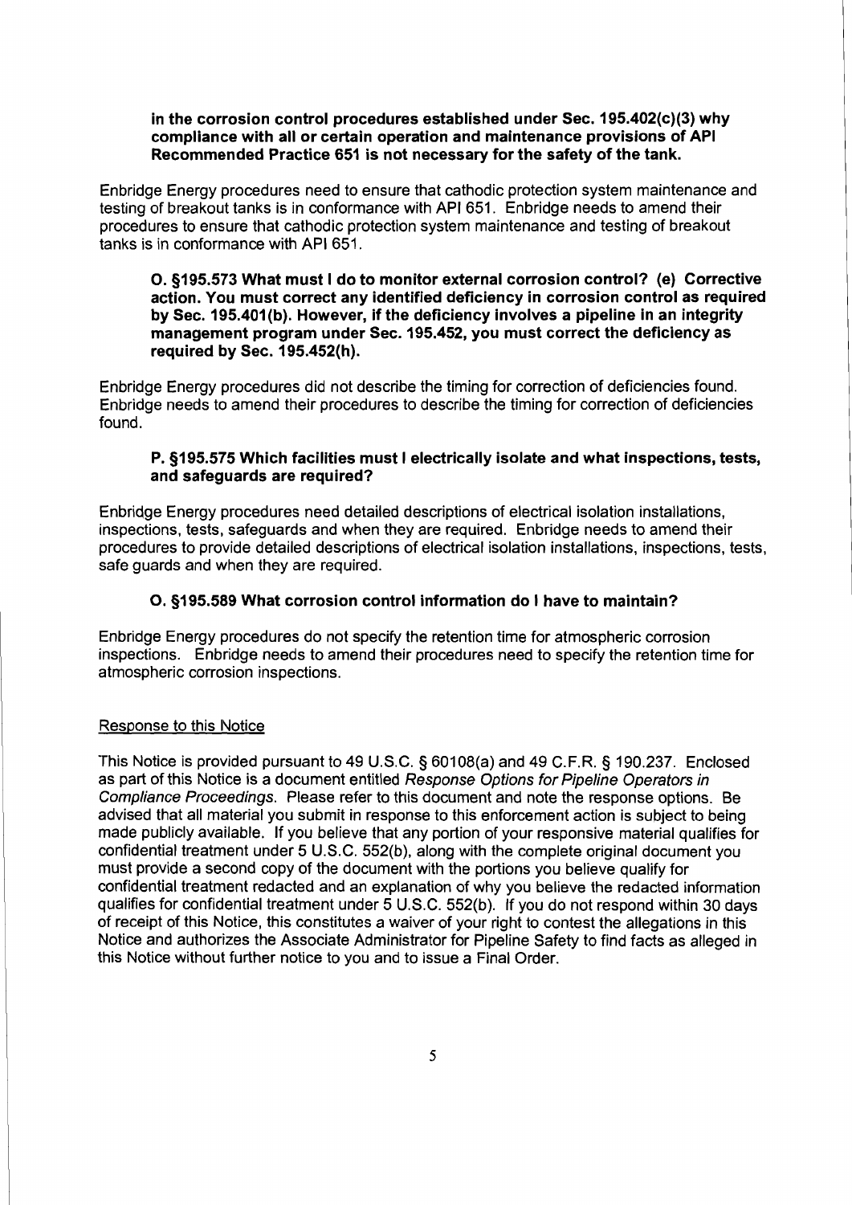**in the corrosion control procedures established under Sec. 195.402(c)(3) why compliance with all or certain operation and maintenance provisions of API Recommended Practice 651 is not necessary for the safety of the tank.**

Enbridge Energy procedures need to ensure that cathodic protection system maintenance and testing of breakout tanks is in conformance with API 651. Enbridge needs to amend their procedures to ensure that cathodic protection system maintenance and testing of breakout tanks is in conformance with API 651.

**O. §195.573 What must I do to monitor external corrosion control? (e) Corrective action. You must correct any identified deficiency in corrosion control as required by Sec. 195.401(b). However, if the deficiency involves a pipeline in an integrity management program under Sec. 195.452, you must correct the deficiency as required by Sec. 195.452(h).**

Enbridge Energy procedures did not describe the timing for correction of deficiencies found. Enbridge needs to amend their procedures to describe the timing for correction of deficiencies found.

**P. §195.575 Which facilities must I electrically isolate and what inspections, tests, and safeguards are required?**

Enbridge Energy procedures need detailed descriptions of electrical isolation installations, inspections, tests, safeguards and when they are required. Enbridge needs to amend their procedures to provide detailed descriptions of electrical isolation installations, inspections, tests, safe guards and when they are required.

**O. §195.589 What corrosion control information do I have to maintain?**

Enbridge Energy procedures do not specify the retention time for atmospheric corrosion inspections. Enbridge needs to amend their procedures need to specify the retention time for atmospheric corrosion inspections.

Response to this Notice

This Notice is provided pursuant to 49 U.S.C. § 60108(a) and 49 C.F.R. § 190.237. Enclosed as part of this Notice is a document entitled *Response Options for Pipeline Operators in Compliance Proceedings*. Please refer to this document and note the response options. Be advised that all material you submit in response to this enforcement action is subject to being made publicly available. If you believe that any portion of your responsive material qualifies for confidential treatment under 5 U.S.C. 552(b), along with the complete original document you must provide a second copy of the document with the portions you believe qualify for confidential treatment redacted and an explanation of why you believe the redacted information qualifies for confidential treatment under 5 U.S.C. 552(b). If you do not respond within 30 days of receipt of this Notice, this constitutes a waiver of your right to contest the allegations in this Notice and authorizes the Associate Administrator for Pipeline Safety to find facts as alleged in this Notice without further notice to you and to issue a Final Order.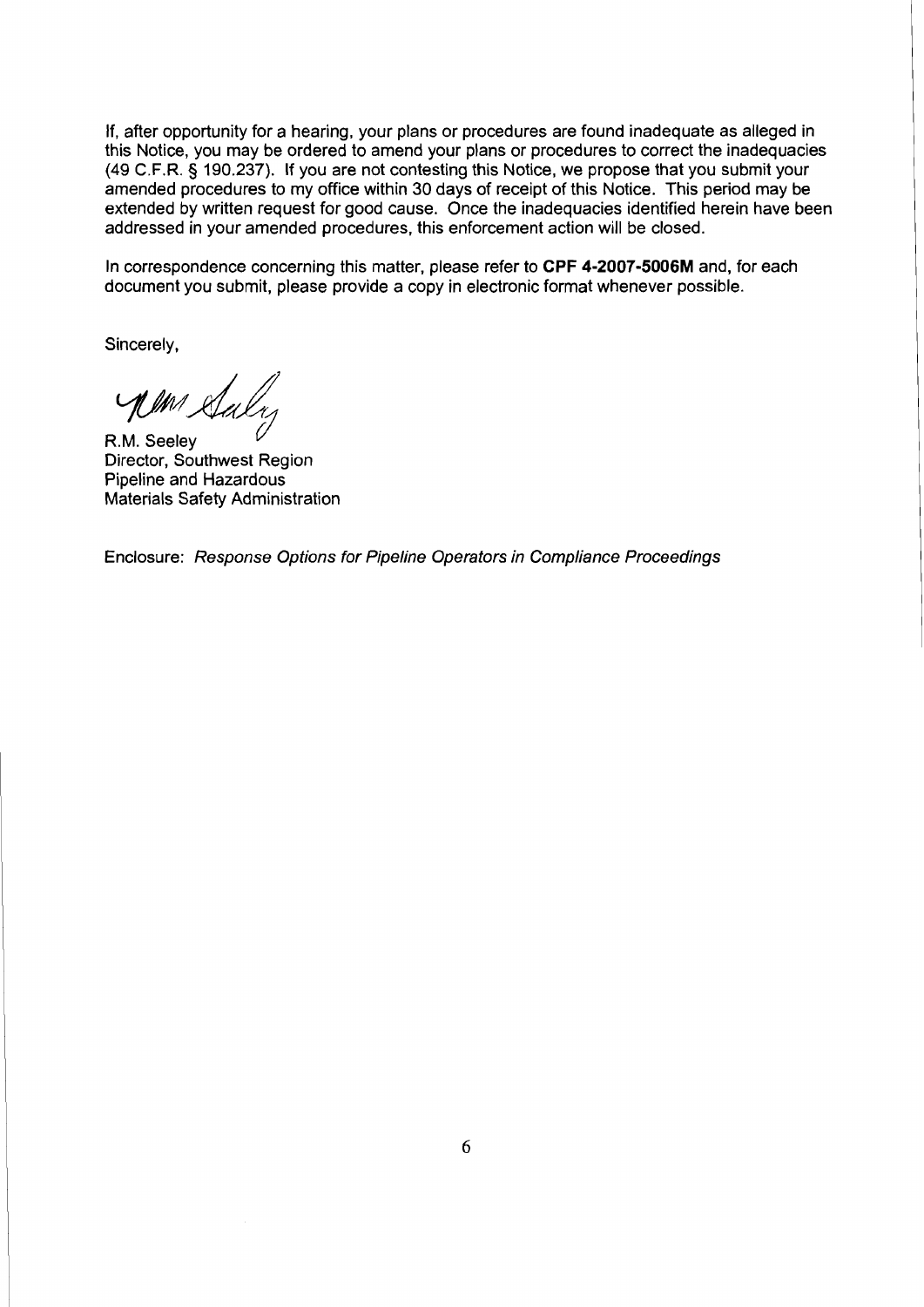If, after opportunity for a hearing, your plans or procedures are found inadequate as alleged in this Notice, you may be ordered to amend your plans or procedures to correct the inadequacies (49 C.F.R. § 190.237). If you are not contesting this Notice, we propose that you submit your amended procedures to my office within 30 days of receipt of this Notice. This period may be extended by written request for good cause. Once the inadequacies identified herein have been addressed in your amended procedures, this enforcement action will be closed.

In correspondence concerning this matter, please refer to **CPF 4-2007-5006M** and, for each document you submit, please provide a copy in electronic format whenever possible.

Sincerely,

R.M. Seeley
Director, Southwest Region
Pipeline and Hazardous
Materials Safety Administration

Enclosure: *Response Options for Pipeline Operators in Compliance Proceedings*